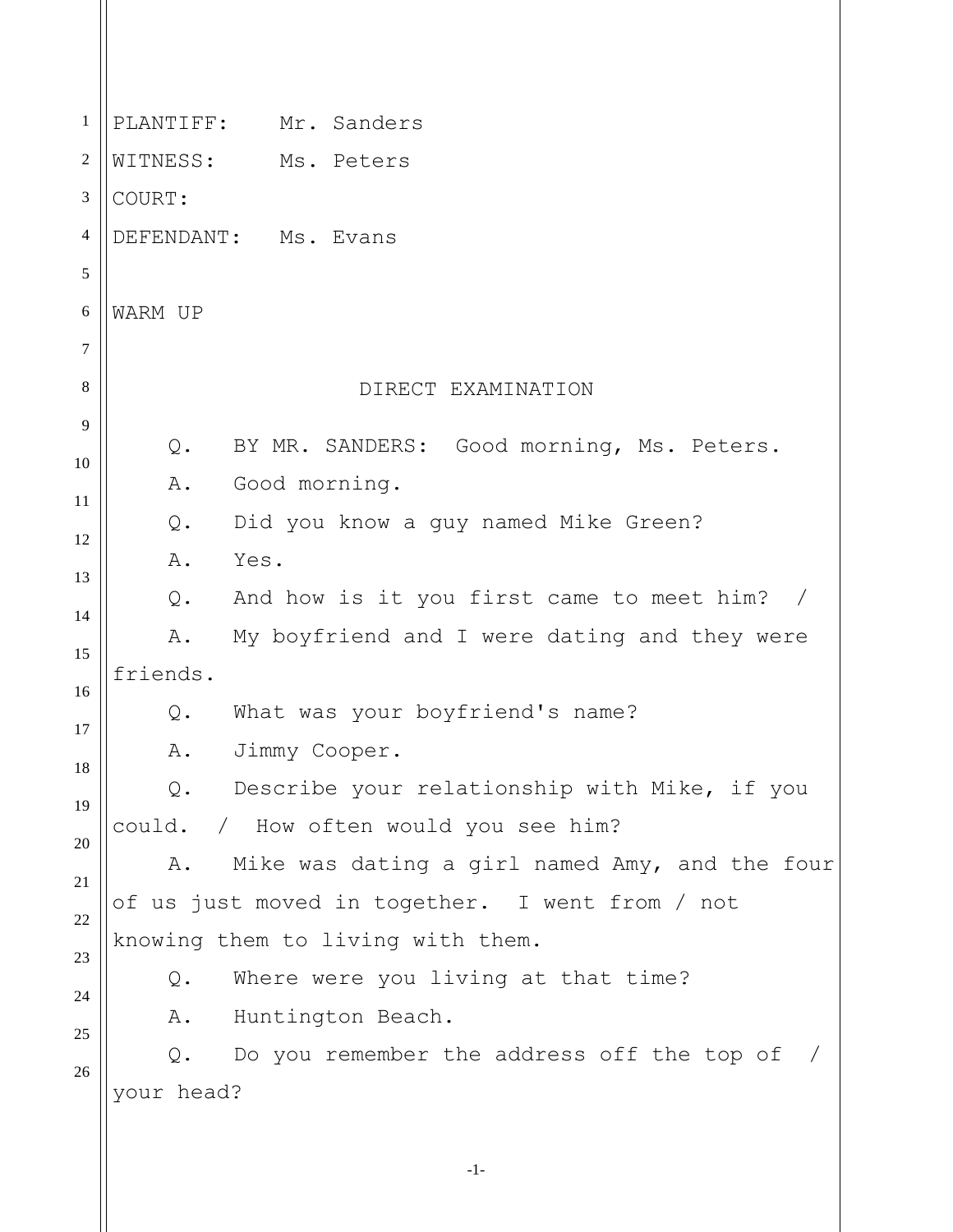PLANTIFF: Mr. Sanders

WITNESS: Ms. Peters

COURT:

DEFENDANT: Ms. Evans

WARM UP

## DIRECT EXAMINATION

Q. BY MR. SANDERS: Good morning, Ms. Peters.

A. Good morning.

Q. Did you know a guy named Mike Green?

A. Yes.

Q. And how is it you first came to meet him? /

A. My boyfriend and I were dating and they were friends.

Q. What was your boyfriend's name?

A. Jimmy Cooper.

Q. Describe your relationship with Mike, if you could. / How often would you see him?

A. Mike was dating a girl named Amy, and the four of us just moved in together. I went from / not knowing them to living with them.

Q. Where were you living at that time?

A. Huntington Beach.

Q. Do you remember the address off the top of / your head?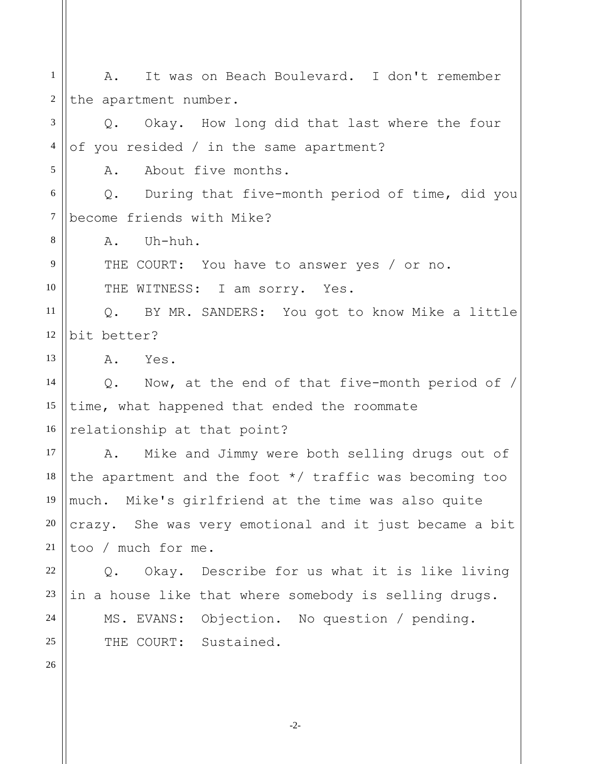A. It was on Beach Boulevard. I don't remember the apartment number.

Q. Okay. How long did that last where the four of you resided / in the same apartment?

A. About five months.

Q. During that five-month period of time, did you become friends with Mike?

A. Uh-huh.

THE COURT: You have to answer yes / or no.

THE WITNESS: I am sorry. Yes.

Q. BY MR. SANDERS: You got to know Mike a little bit better?

A. Yes.

Q. Now, at the end of that five-month period of / time, what happened that ended the roommate relationship at that point?

A. Mike and Jimmy were both selling drugs out of the apartment and the foot */ traffic was becoming too much. Mike's girlfriend at the time was also quite crazy. She was very emotional and it just became a bit too / much for me.

Q. Okay. Describe for us what it is like living in a house like that where somebody is selling drugs.

MS. EVANS: Objection. No question / pending.

THE COURT: Sustained.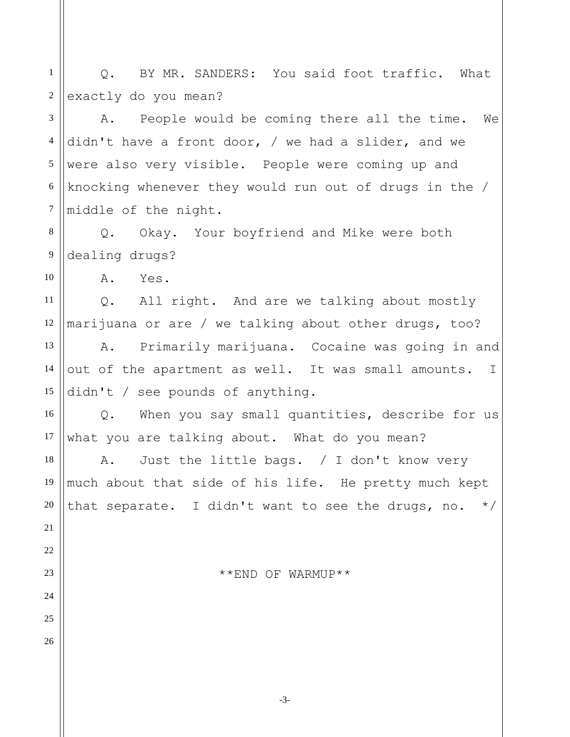Q. BY MR. SANDERS: You said foot traffic. What exactly do you mean?

A. People would be coming there all the time. We didn't have a front door, / we had a slider, and we were also very visible. People were coming up and knocking whenever they would run out of drugs in the / middle of the night.

Q. Okay. Your boyfriend and Mike were both dealing drugs?

A. Yes.

Q. All right. And are we talking about mostly marijuana or are / we talking about other drugs, too?

A. Primarily marijuana. Cocaine was going in and out of the apartment as well. It was small amounts. I didn't / see pounds of anything.

Q. When you say small quantities, describe for us what you are talking about. What do you mean?

A. Just the little bags. / I don't know very much about that side of his life. He pretty much kept that separate. I didn't want to see the drugs, no. */

**END OF WARMUP**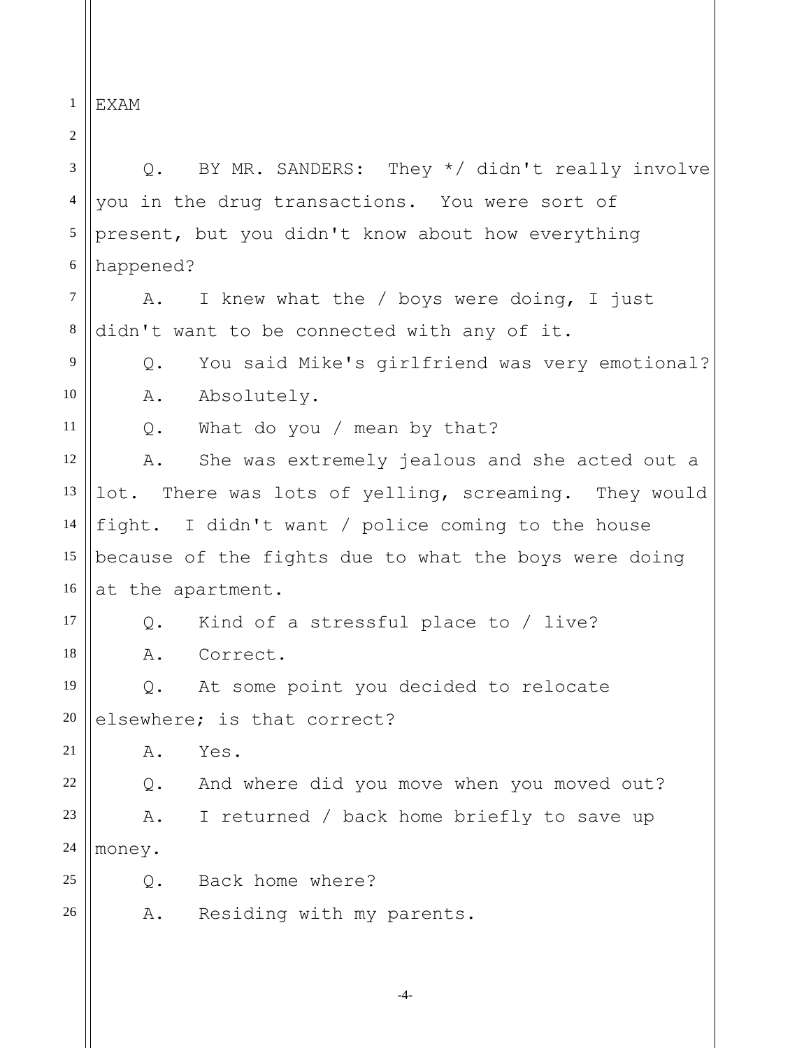EXAM

Q. BY MR. SANDERS: They */ didn't really involve you in the drug transactions. You were sort of present, but you didn't know about how everything happened?

A. I knew what the / boys were doing, I just didn't want to be connected with any of it.

Q. You said Mike's girlfriend was very emotional?

A. Absolutely.

Q. What do you / mean by that?

A. She was extremely jealous and she acted out a lot. There was lots of yelling, screaming. They would fight. I didn't want / police coming to the house because of the fights due to what the boys were doing at the apartment.

Q. Kind of a stressful place to / live?

A. Correct.

Q. At some point you decided to relocate elsewhere; is that correct?

A. Yes.

Q. And where did you move when you moved out?

A. I returned / back home briefly to save up money.

Q. Back home where?

A. Residing with my parents.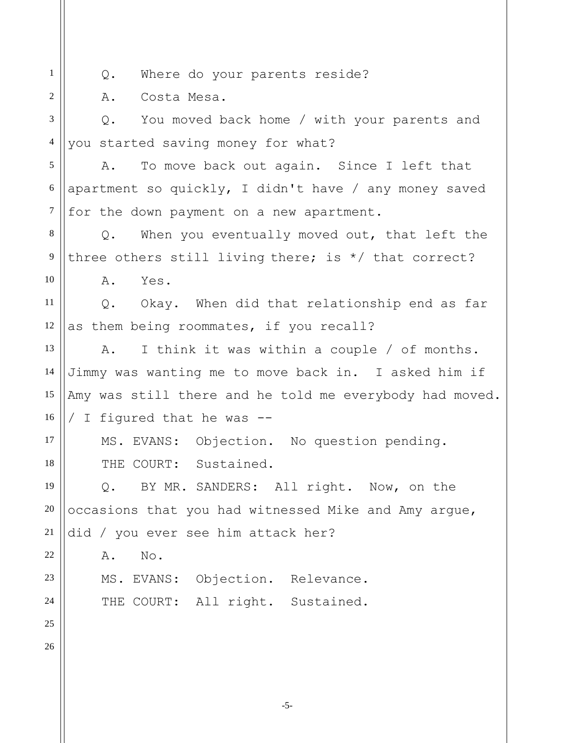Q. Where do your parents reside?

A. Costa Mesa.

Q. You moved back home / with your parents and you started saving money for what?

A. To move back out again. Since I left that apartment so quickly, I didn't have / any money saved for the down payment on a new apartment.

Q. When you eventually moved out, that left the three others still living there; is */ that correct?

A. Yes.

Q. Okay. When did that relationship end as far as them being roommates, if you recall?

A. I think it was within a couple / of months. Jimmy was wanting me to move back in. I asked him if Amy was still there and he told me everybody had moved. / I figured that he was --

MS. EVANS: Objection. No question pending.

THE COURT: Sustained.

Q. BY MR. SANDERS: All right. Now, on the occasions that you had witnessed Mike and Amy argue, did / you ever see him attack her?

A. No.

MS. EVANS: Objection. Relevance.

THE COURT: All right. Sustained.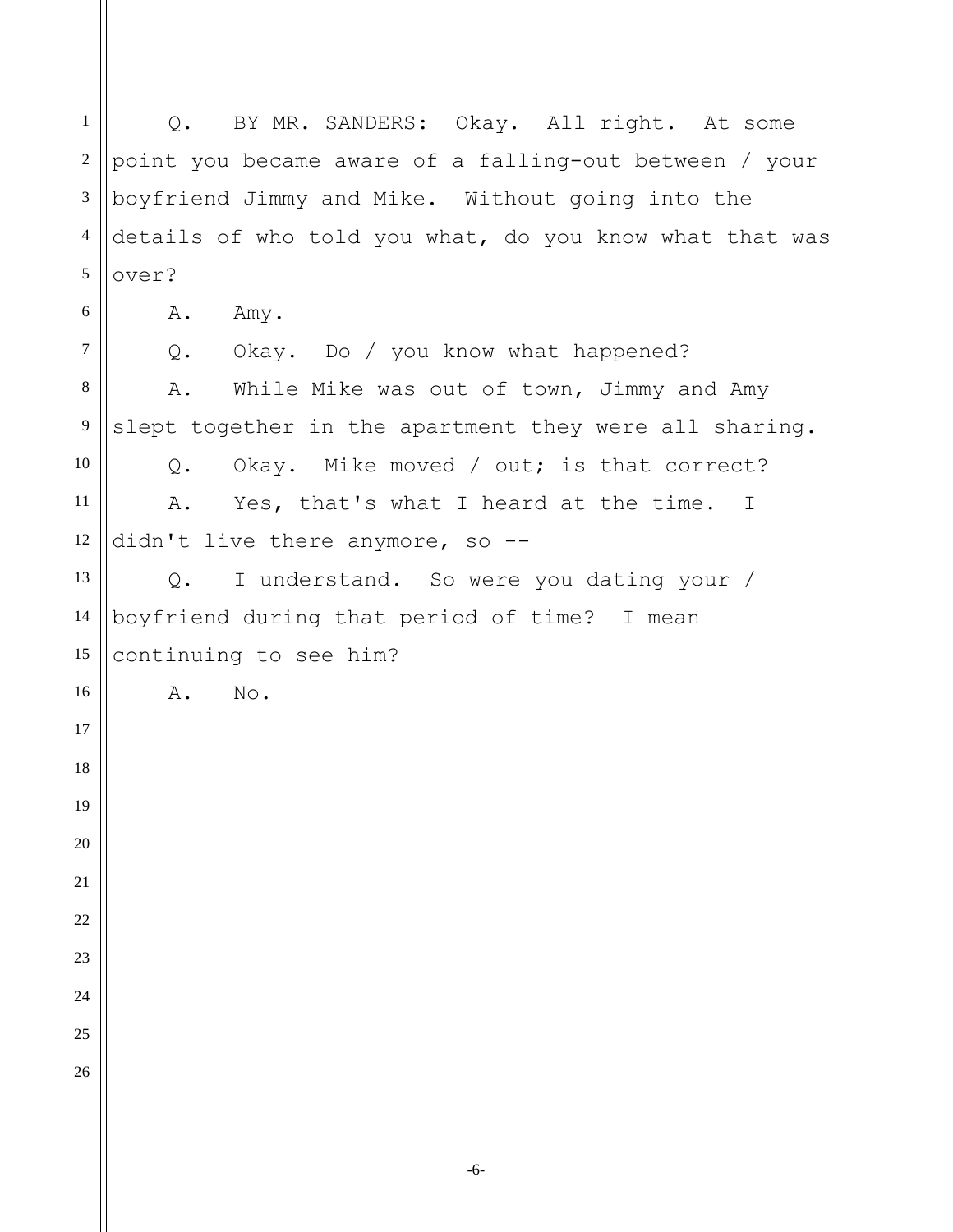Q. BY MR. SANDERS: Okay. All right. At some point you became aware of a falling-out between / your boyfriend Jimmy and Mike. Without going into the details of who told you what, do you know what that was over?

A. Amy.

Q. Okay. Do / you know what happened?

A. While Mike was out of town, Jimmy and Amy slept together in the apartment they were all sharing.

Q. Okay. Mike moved / out; is that correct?

A. Yes, that's what I heard at the time. I didn't live there anymore, so --

Q. I understand. So were you dating your / boyfriend during that period of time? I mean continuing to see him?

A. No.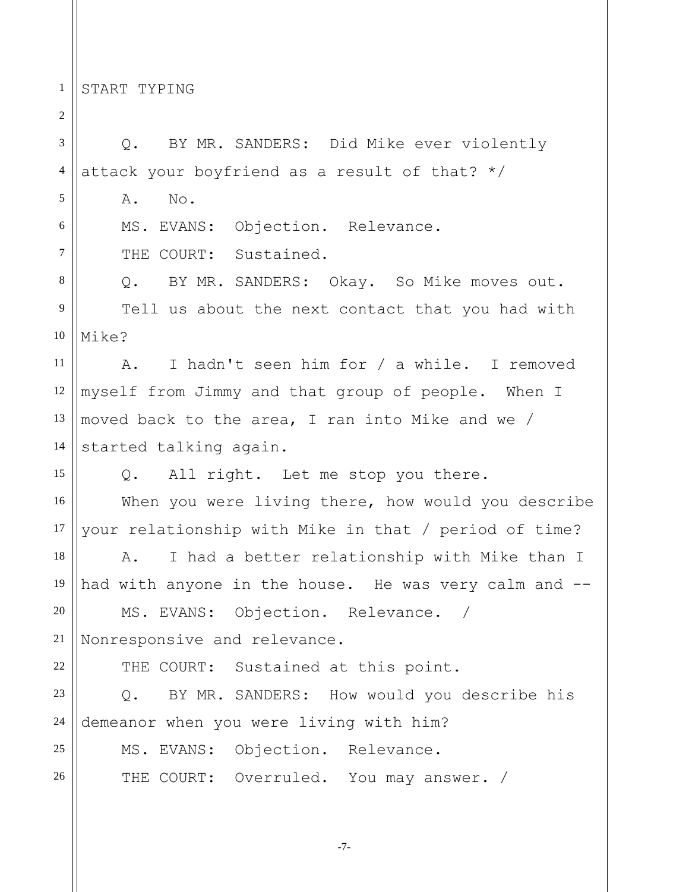START TYPING

Q. BY MR. SANDERS: Did Mike ever violently attack your boyfriend as a result of that? */

A. No.

MS. EVANS: Objection. Relevance.

THE COURT: Sustained.

Q. BY MR. SANDERS: Okay. So Mike moves out.

Tell us about the next contact that you had with Mike?

A. I hadn't seen him for / a while. I removed myself from Jimmy and that group of people. When I moved back to the area, I ran into Mike and we / started talking again.

Q. All right. Let me stop you there.

When you were living there, how would you describe your relationship with Mike in that / period of time?

A. I had a better relationship with Mike than I had with anyone in the house. He was very calm and --

MS. EVANS: Objection. Relevance. / Nonresponsive and relevance.

THE COURT: Sustained at this point.

Q. BY MR. SANDERS: How would you describe his demeanor when you were living with him?

MS. EVANS: Objection. Relevance.

THE COURT: Overruled. You may answer. /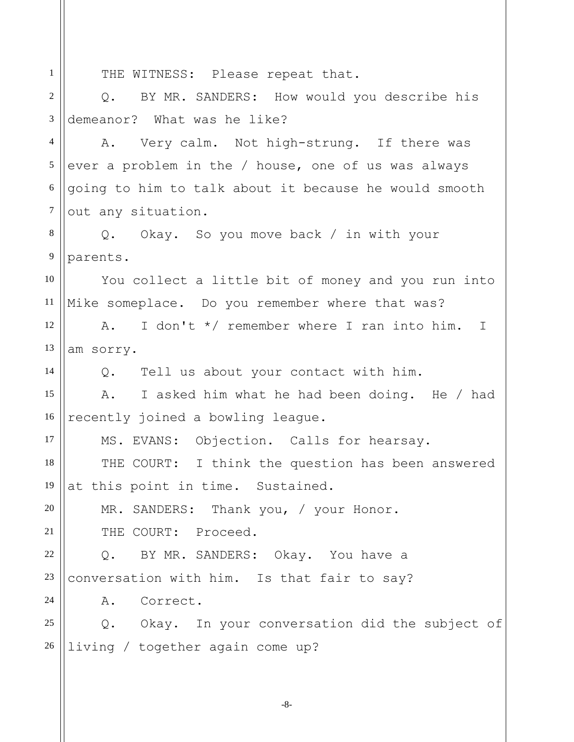THE WITNESS: Please repeat that.

Q. BY MR. SANDERS: How would you describe his demeanor? What was he like?

A. Very calm. Not high-strung. If there was ever a problem in the / house, one of us was always going to him to talk about it because he would smooth out any situation.

Q. Okay. So you move back / in with your parents.

You collect a little bit of money and you run into Mike someplace. Do you remember where that was?

A. I don't */ remember where I ran into him. I am sorry.

Q. Tell us about your contact with him.

A. I asked him what he had been doing. He / had recently joined a bowling league.

MS. EVANS: Objection. Calls for hearsay.

THE COURT: I think the question has been answered at this point in time. Sustained.

MR. SANDERS: Thank you, / your Honor.

THE COURT: Proceed.

Q. BY MR. SANDERS: Okay. You have a conversation with him. Is that fair to say?

A. Correct.

Q. Okay. In your conversation did the subject of living / together again come up?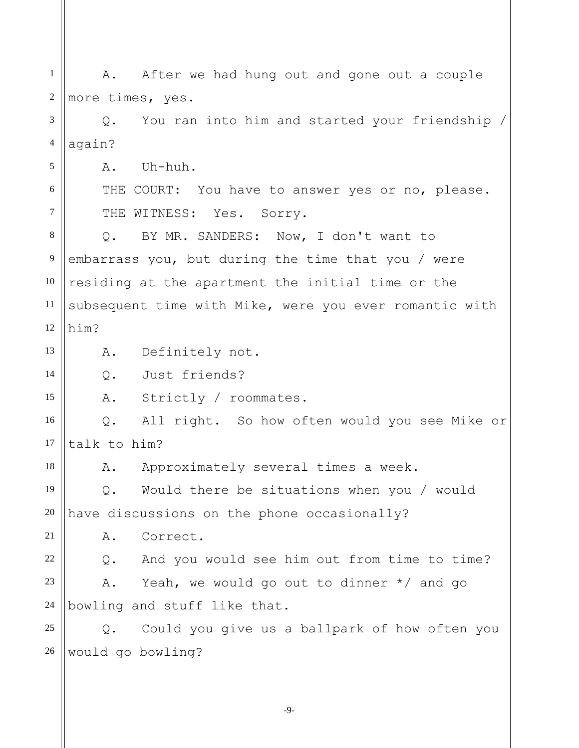A. After we had hung out and gone out a couple more times, yes.

Q. You ran into him and started your friendship / again?

A. Uh-huh.

THE COURT: You have to answer yes or no, please.

THE WITNESS: Yes. Sorry.

Q. BY MR. SANDERS: Now, I don't want to embarrass you, but during the time that you / were residing at the apartment the initial time or the subsequent time with Mike, were you ever romantic with him?

A. Definitely not.

Q. Just friends?

A. Strictly / roommates.

Q. All right. So how often would you see Mike or talk to him?

A. Approximately several times a week.

Q. Would there be situations when you / would have discussions on the phone occasionally?

A. Correct.

Q. And you would see him out from time to time?

A. Yeah, we would go out to dinner */ and go bowling and stuff like that.

Q. Could you give us a ballpark of how often you would go bowling?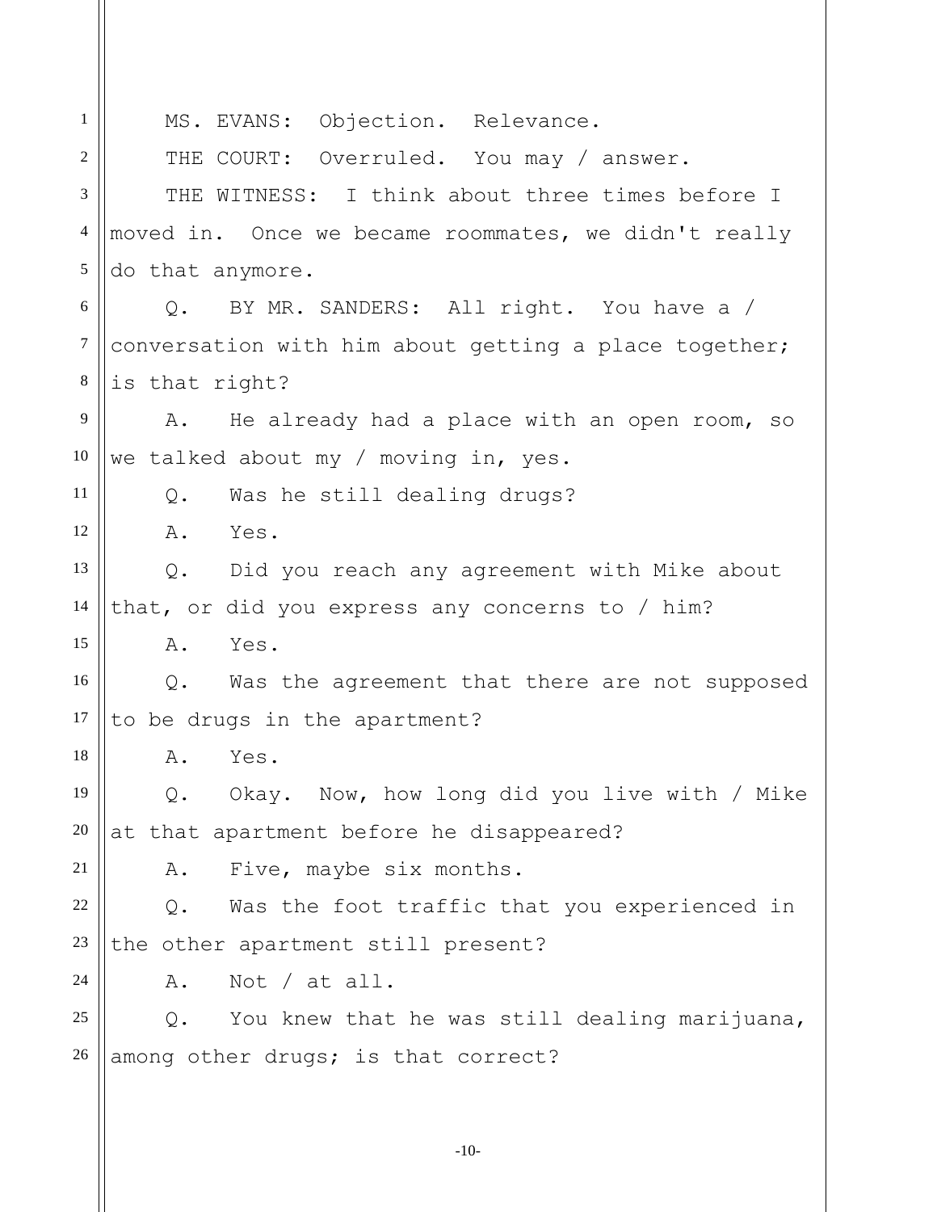MS. EVANS: Objection. Relevance.

THE COURT: Overruled. You may / answer.

THE WITNESS: I think about three times before I moved in. Once we became roommates, we didn't really do that anymore.

Q. BY MR. SANDERS: All right. You have a / conversation with him about getting a place together; is that right?

A. He already had a place with an open room, so we talked about my / moving in, yes.

Q. Was he still dealing drugs?

A. Yes.

Q. Did you reach any agreement with Mike about that, or did you express any concerns to / him?

A. Yes.

Q. Was the agreement that there are not supposed to be drugs in the apartment?

A. Yes.

Q. Okay. Now, how long did you live with / Mike at that apartment before he disappeared?

A. Five, maybe six months.

Q. Was the foot traffic that you experienced in the other apartment still present?

A. Not / at all.

Q. You knew that he was still dealing marijuana, among other drugs; is that correct?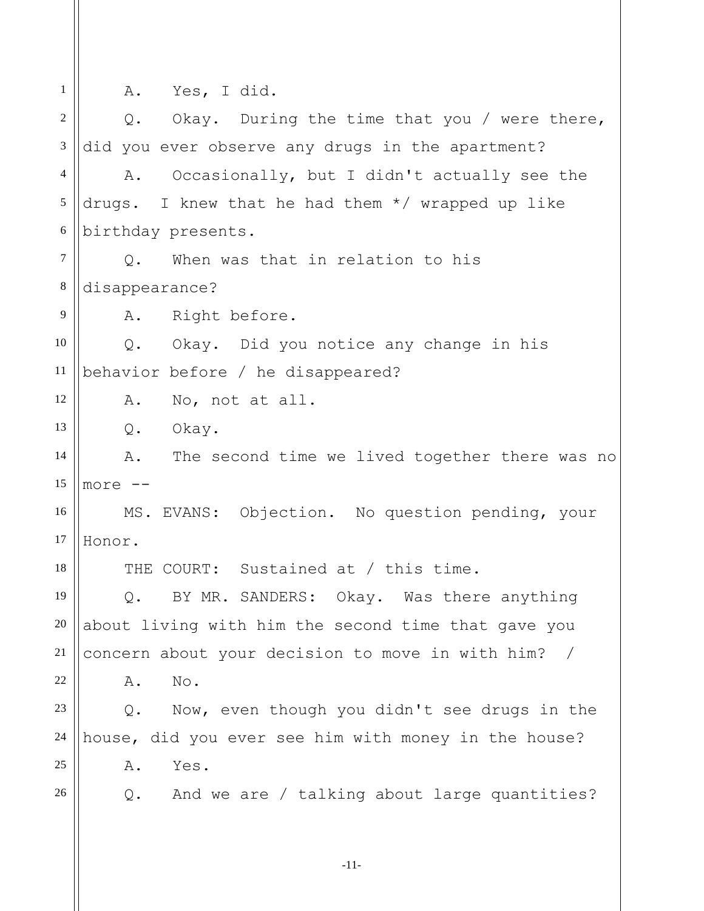A. Yes, I did.

Q. Okay. During the time that you / were there, did you ever observe any drugs in the apartment?

A. Occasionally, but I didn't actually see the drugs. I knew that he had them */ wrapped up like birthday presents.

Q. When was that in relation to his disappearance?

A. Right before.

Q. Okay. Did you notice any change in his behavior before / he disappeared?

A. No, not at all.

Q. Okay.

A. The second time we lived together there was no more --

MS. EVANS: Objection. No question pending, your Honor.

THE COURT: Sustained at / this time.

Q. BY MR. SANDERS: Okay. Was there anything about living with him the second time that gave you concern about your decision to move in with him? /

A. No.

Q. Now, even though you didn't see drugs in the house, did you ever see him with money in the house?

A. Yes.

Q. And we are / talking about large quantities?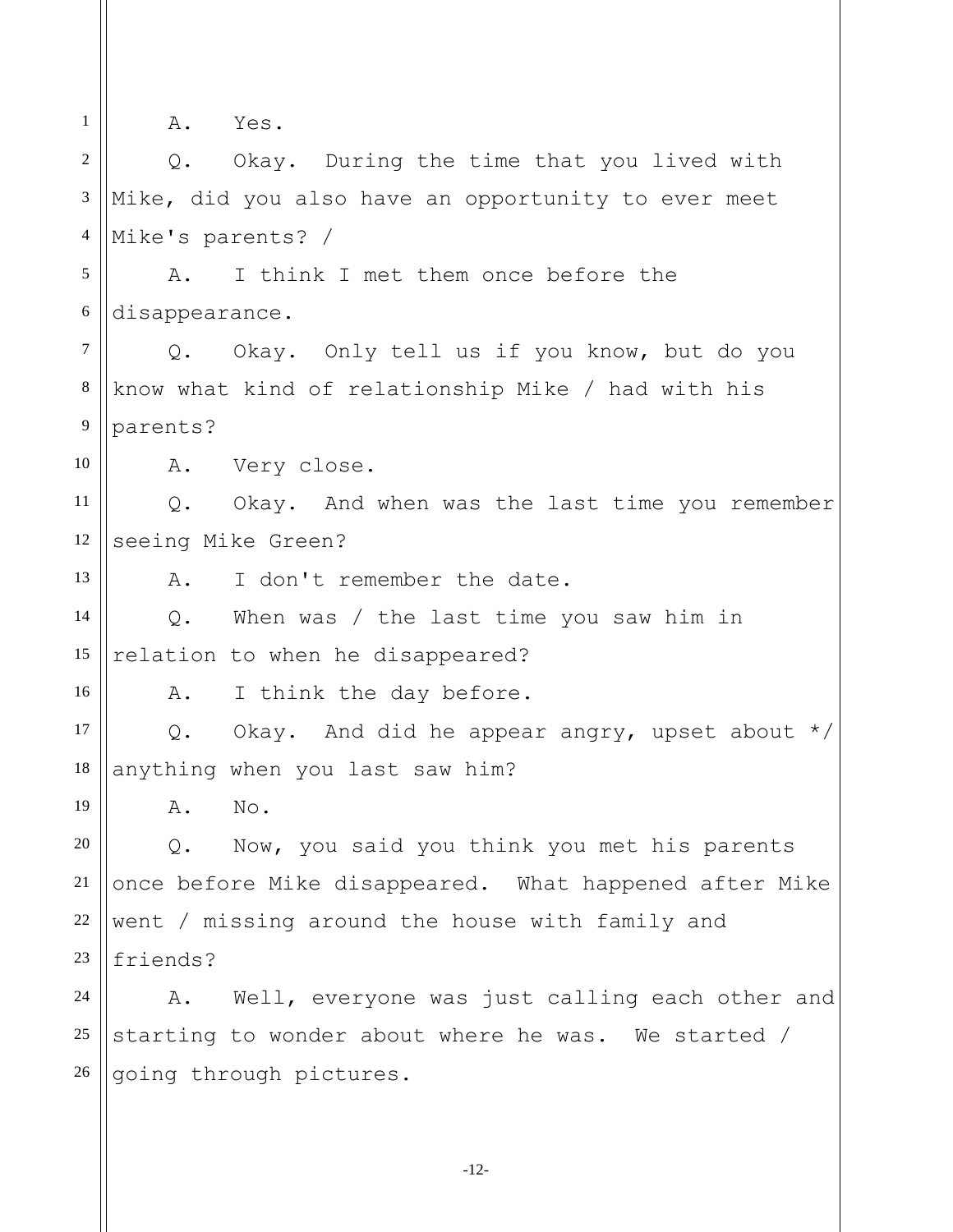A. Yes.

Q. Okay. During the time that you lived with Mike, did you also have an opportunity to ever meet Mike's parents? /

A. I think I met them once before the disappearance.

Q. Okay. Only tell us if you know, but do you know what kind of relationship Mike / had with his parents?

A. Very close.

Q. Okay. And when was the last time you remember seeing Mike Green?

A. I don't remember the date.

Q. When was / the last time you saw him in relation to when he disappeared?

A. I think the day before.

Q. Okay. And did he appear angry, upset about */ anything when you last saw him?

A. No.

Q. Now, you said you think you met his parents once before Mike disappeared. What happened after Mike went / missing around the house with family and friends?

A. Well, everyone was just calling each other and starting to wonder about where he was. We started / going through pictures.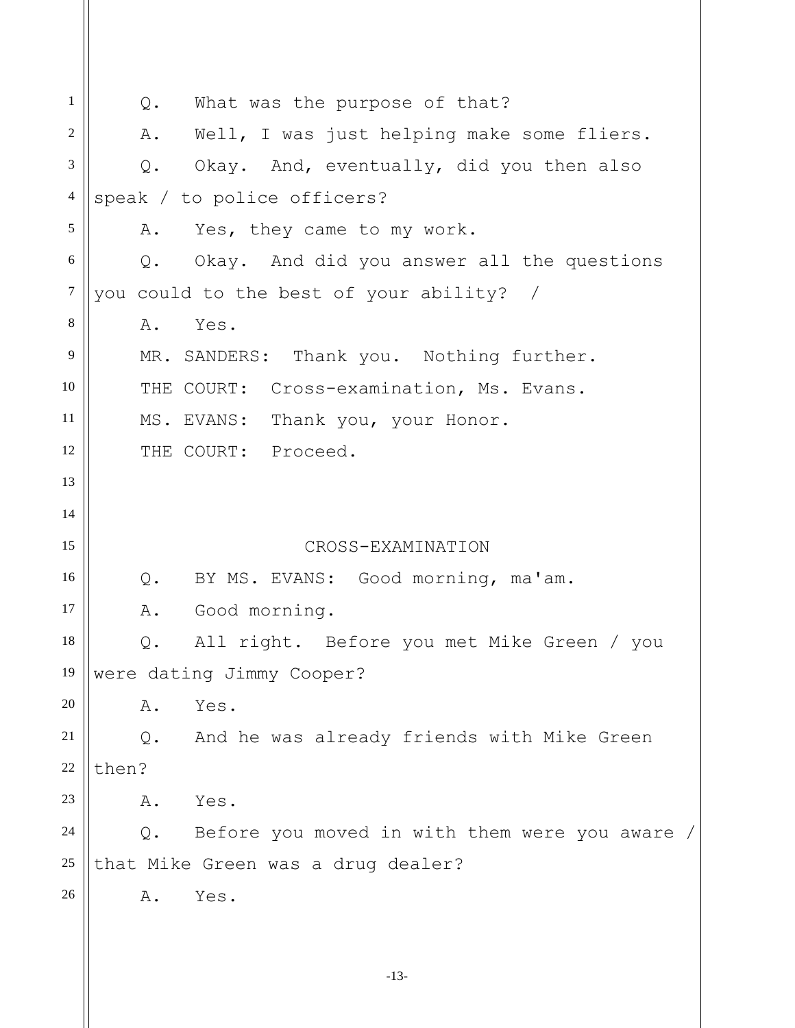Q. What was the purpose of that?

A. Well, I was just helping make some fliers.

Q. Okay. And, eventually, did you then also speak / to police officers?

A. Yes, they came to my work.

Q. Okay. And did you answer all the questions you could to the best of your ability? /

A. Yes.

MR. SANDERS: Thank you. Nothing further.

THE COURT: Cross-examination, Ms. Evans.

MS. EVANS: Thank you, your Honor.

THE COURT: Proceed.

## CROSS-EXAMINATION

Q. BY MS. EVANS: Good morning, ma'am.

A. Good morning.

Q. All right. Before you met Mike Green / you were dating Jimmy Cooper?

A. Yes.

Q. And he was already friends with Mike Green then?

A. Yes.

Q. Before you moved in with them were you aware / that Mike Green was a drug dealer?

A. Yes.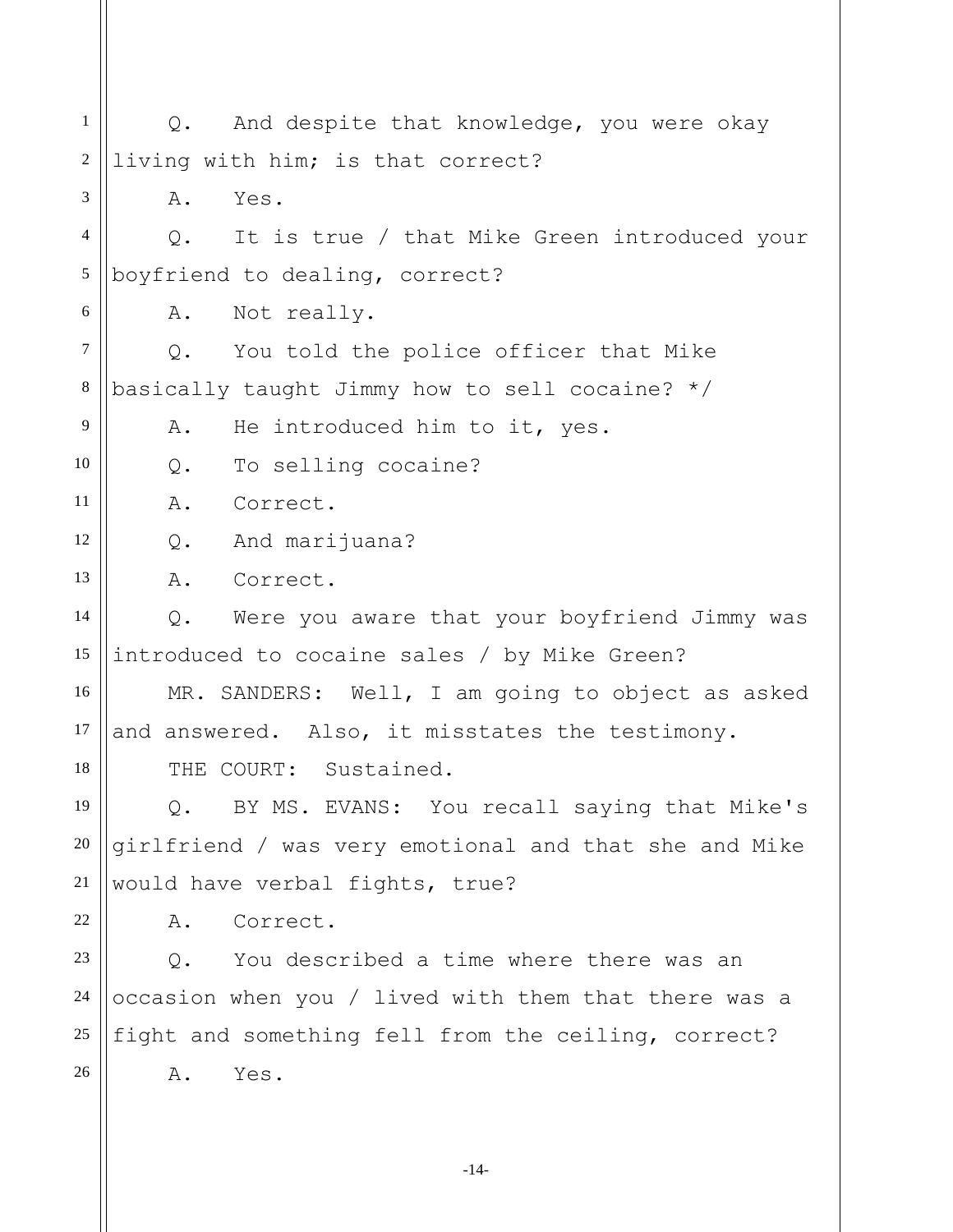Q. And despite that knowledge, you were okay living with him; is that correct?

A. Yes.

Q. It is true / that Mike Green introduced your boyfriend to dealing, correct?

A. Not really.

Q. You told the police officer that Mike basically taught Jimmy how to sell cocaine? */

A. He introduced him to it, yes.

Q. To selling cocaine?

A. Correct.

Q. And marijuana?

A. Correct.

Q. Were you aware that your boyfriend Jimmy was introduced to cocaine sales / by Mike Green?

MR. SANDERS: Well, I am going to object as asked and answered. Also, it misstates the testimony.

THE COURT: Sustained.

Q. BY MS. EVANS: You recall saying that Mike's girlfriend / was very emotional and that she and Mike would have verbal fights, true?

A. Correct.

Q. You described a time where there was an occasion when you / lived with them that there was a fight and something fell from the ceiling, correct?

A. Yes.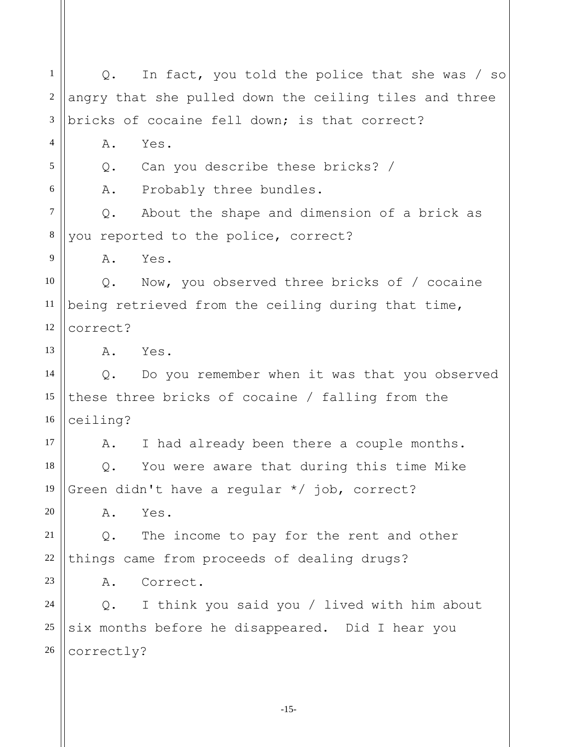Q. In fact, you told the police that she was / so angry that she pulled down the ceiling tiles and three bricks of cocaine fell down; is that correct?

A. Yes.

Q. Can you describe these bricks? /

A. Probably three bundles.

Q. About the shape and dimension of a brick as you reported to the police, correct?

A. Yes.

Q. Now, you observed three bricks of / cocaine being retrieved from the ceiling during that time, correct?

A. Yes.

Q. Do you remember when it was that you observed these three bricks of cocaine / falling from the ceiling?

A. I had already been there a couple months.

Q. You were aware that during this time Mike Green didn't have a regular */ job, correct?

A. Yes.

Q. The income to pay for the rent and other things came from proceeds of dealing drugs?

A. Correct.

Q. I think you said you / lived with him about six months before he disappeared. Did I hear you correctly?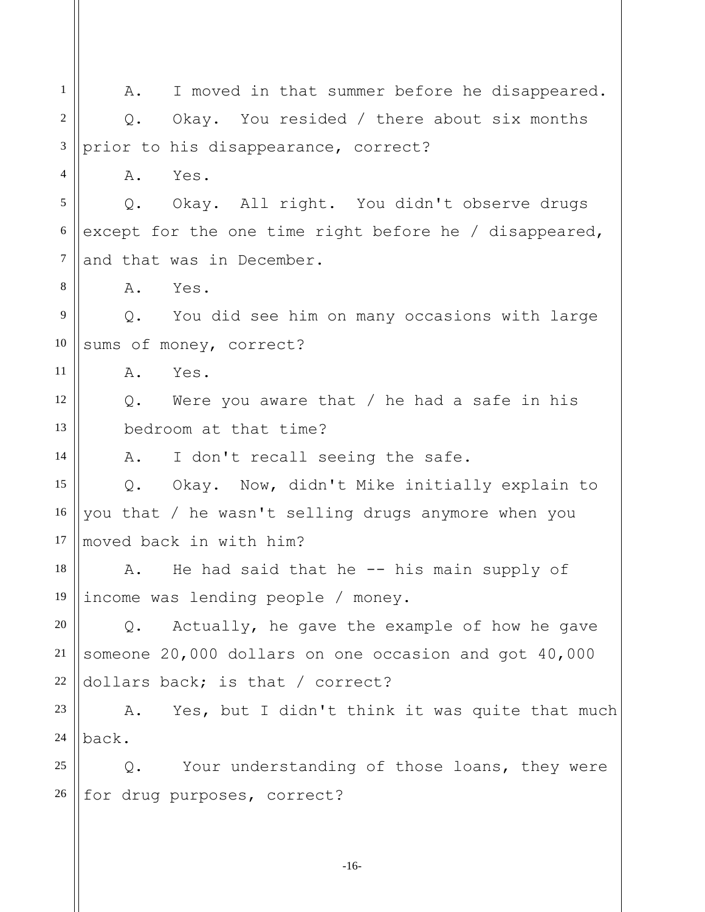A. I moved in that summer before he disappeared.

Q. Okay. You resided / there about six months prior to his disappearance, correct?

A. Yes.

Q. Okay. All right. You didn't observe drugs except for the one time right before he / disappeared, and that was in December.

A. Yes.

Q. You did see him on many occasions with large sums of money, correct?

A. Yes.

Q. Were you aware that / he had a safe in his bedroom at that time?

A. I don't recall seeing the safe.

Q. Okay. Now, didn't Mike initially explain to you that / he wasn't selling drugs anymore when you moved back in with him?

A. He had said that he -- his main supply of income was lending people / money.

Q. Actually, he gave the example of how he gave someone 20,000 dollars on one occasion and got 40,000 dollars back; is that / correct?

A. Yes, but I didn't think it was quite that much back.

Q. Your understanding of those loans, they were for drug purposes, correct?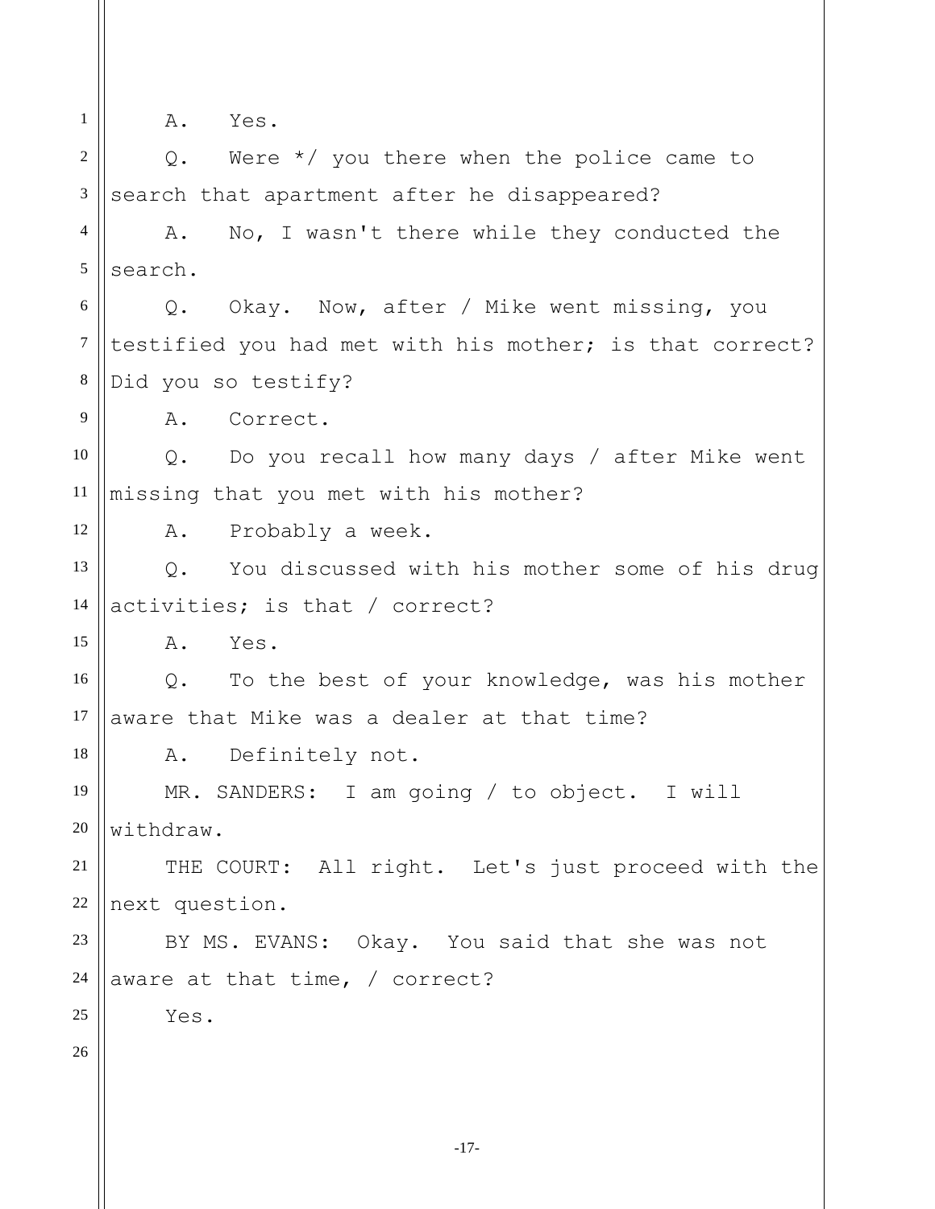A. Yes.

Q. Were */ you there when the police came to search that apartment after he disappeared?

A. No, I wasn't there while they conducted the search.

Q. Okay. Now, after / Mike went missing, you testified you had met with his mother; is that correct? Did you so testify?

A. Correct.

Q. Do you recall how many days / after Mike went missing that you met with his mother?

A. Probably a week.

Q. You discussed with his mother some of his drug activities; is that / correct?

A. Yes.

Q. To the best of your knowledge, was his mother aware that Mike was a dealer at that time?

A. Definitely not.

MR. SANDERS: I am going / to object. I will withdraw.

THE COURT: All right. Let's just proceed with the next question.

BY MS. EVANS: Okay. You said that she was not aware at that time, / correct?

Yes.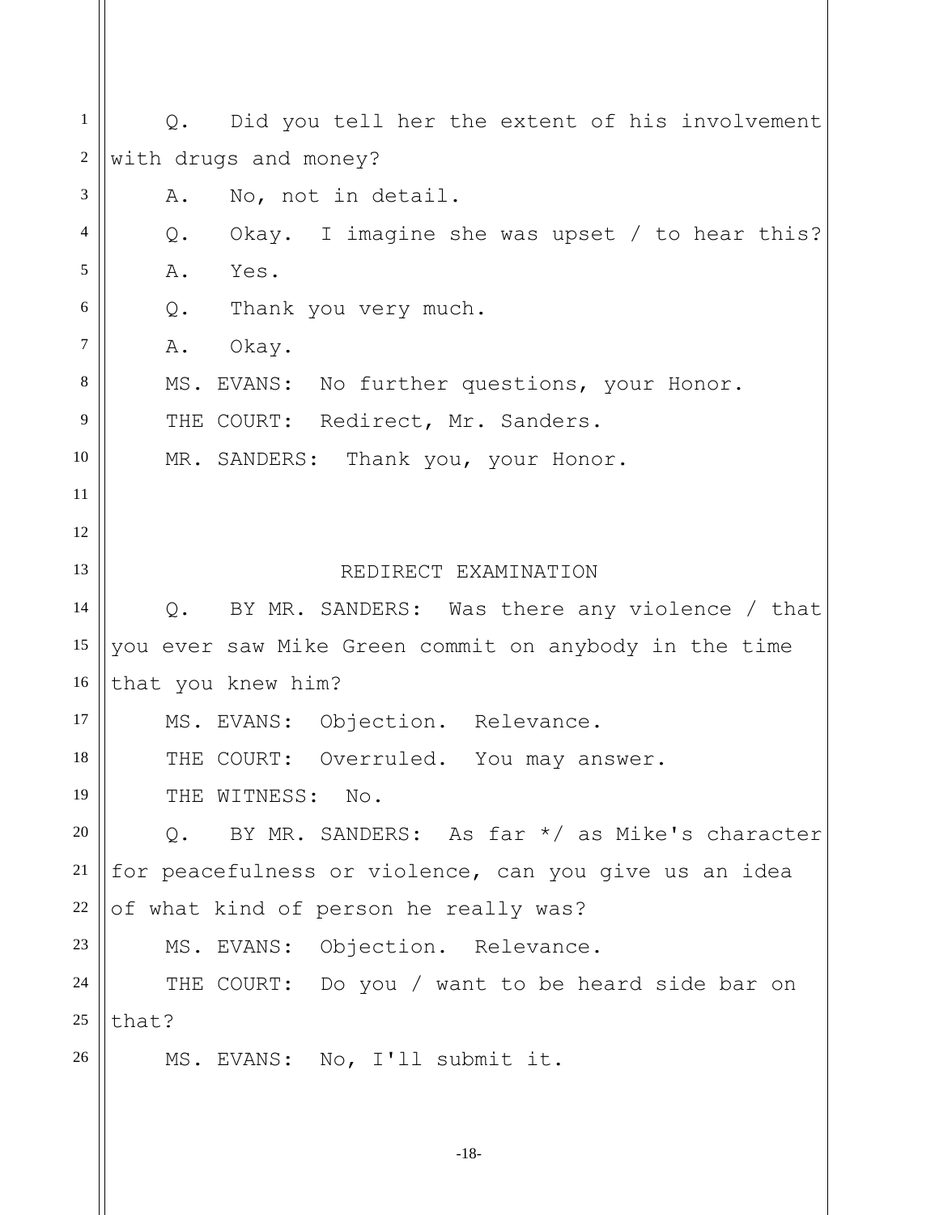Q. Did you tell her the extent of his involvement with drugs and money?

A. No, not in detail.

Q. Okay. I imagine she was upset / to hear this?

A. Yes.

Q. Thank you very much.

A. Okay.

MS. EVANS: No further questions, your Honor.

THE COURT: Redirect, Mr. Sanders.

MR. SANDERS: Thank you, your Honor.

## REDIRECT EXAMINATION

Q. BY MR. SANDERS: Was there any violence / that you ever saw Mike Green commit on anybody in the time that you knew him?

MS. EVANS: Objection. Relevance.

THE COURT: Overruled. You may answer.

THE WITNESS: No.

Q. BY MR. SANDERS: As far */ as Mike's character for peacefulness or violence, can you give us an idea of what kind of person he really was?

MS. EVANS: Objection. Relevance.

THE COURT: Do you / want to be heard side bar on that?

MS. EVANS: No, I'll submit it.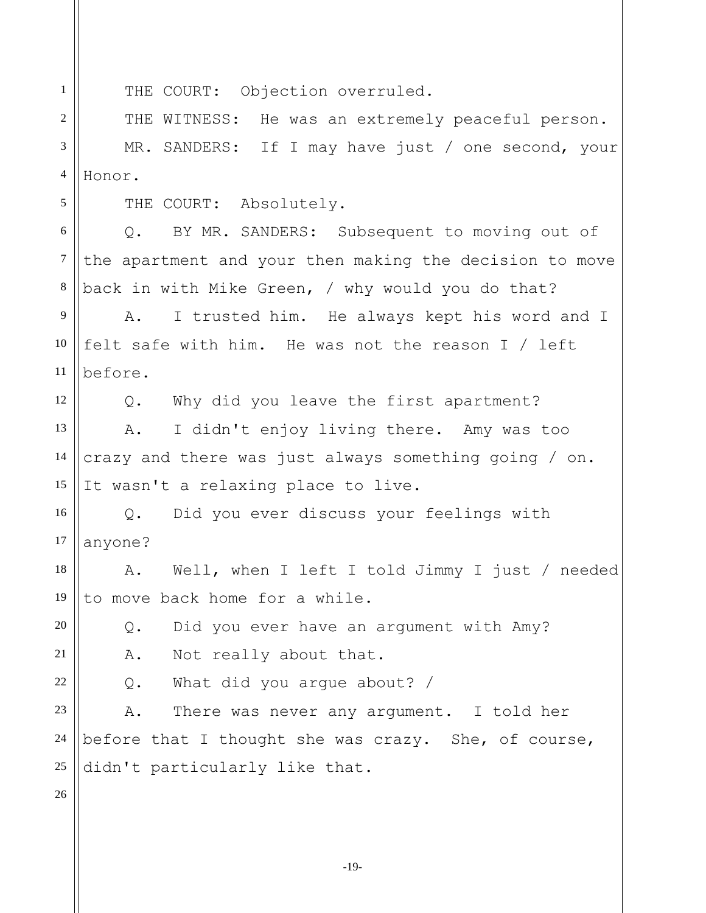THE COURT: Objection overruled.

THE WITNESS: He was an extremely peaceful person.

MR. SANDERS: If I may have just / one second, your Honor.

THE COURT: Absolutely.

Q. BY MR. SANDERS: Subsequent to moving out of the apartment and your then making the decision to move back in with Mike Green, / why would you do that?

A. I trusted him. He always kept his word and I felt safe with him. He was not the reason I / left before.

Q. Why did you leave the first apartment?

A. I didn't enjoy living there. Amy was too crazy and there was just always something going / on. It wasn't a relaxing place to live.

Q. Did you ever discuss your feelings with anyone?

A. Well, when I left I told Jimmy I just / needed to move back home for a while.

Q. Did you ever have an argument with Amy?

A. Not really about that.

Q. What did you argue about? /

A. There was never any argument. I told her before that I thought she was crazy. She, of course, didn't particularly like that.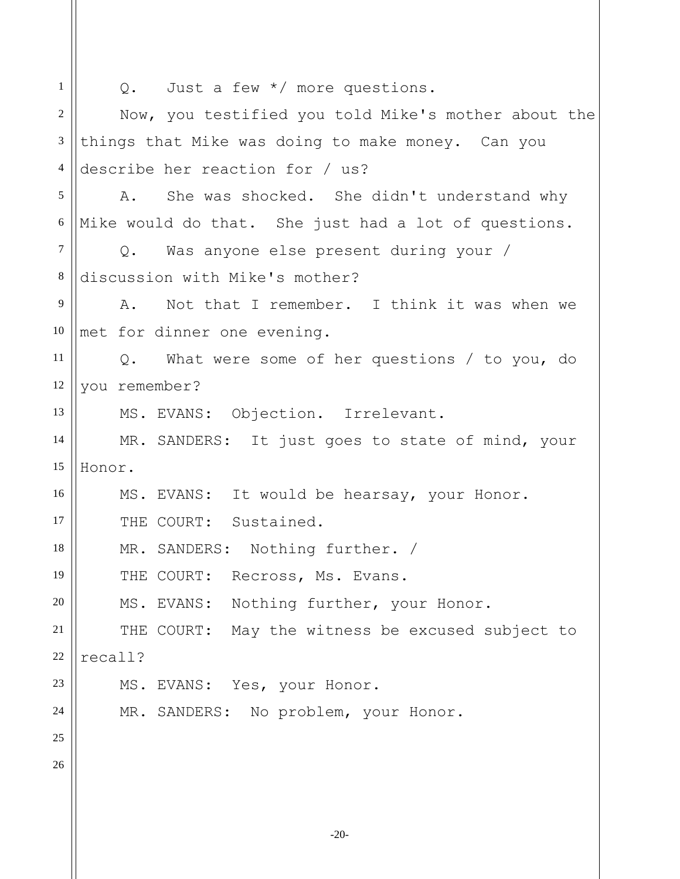Q. Just a few */ more questions.

Now, you testified you told Mike's mother about the things that Mike was doing to make money. Can you describe her reaction for / us?

A. She was shocked. She didn't understand why Mike would do that. She just had a lot of questions.

Q. Was anyone else present during your / discussion with Mike's mother?

A. Not that I remember. I think it was when we met for dinner one evening.

Q. What were some of her questions / to you, do you remember?

MS. EVANS: Objection. Irrelevant.

MR. SANDERS: It just goes to state of mind, your Honor.

MS. EVANS: It would be hearsay, your Honor.

THE COURT: Sustained.

MR. SANDERS: Nothing further. /

THE COURT: Recross, Ms. Evans.

MS. EVANS: Nothing further, your Honor.

THE COURT: May the witness be excused subject to recall?

MS. EVANS: Yes, your Honor.

MR. SANDERS: No problem, your Honor.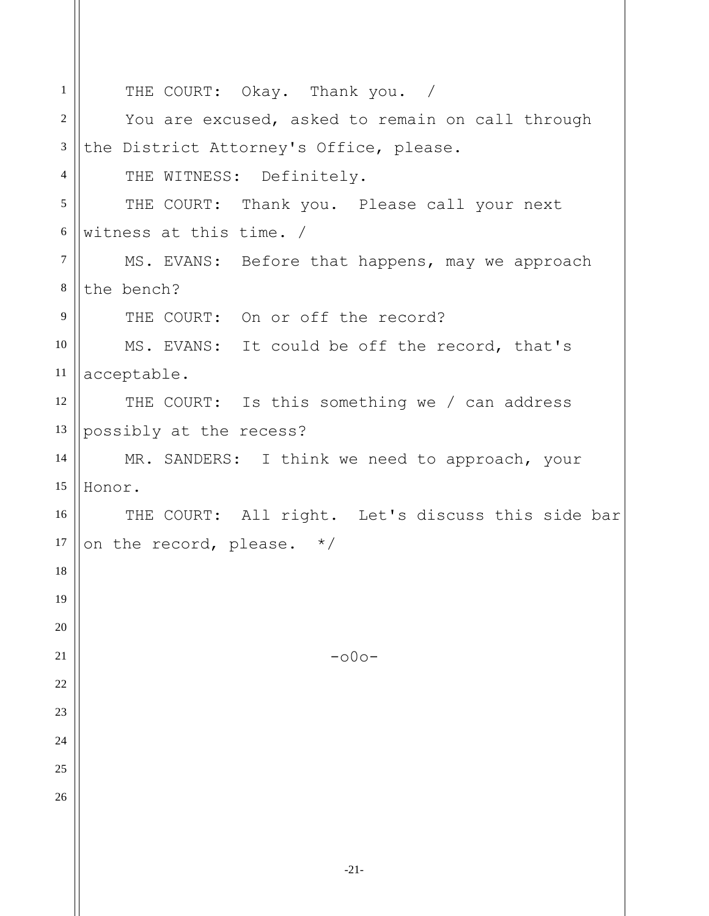THE COURT: Okay. Thank you. /

You are excused, asked to remain on call through the District Attorney's Office, please.

THE WITNESS: Definitely.

THE COURT: Thank you. Please call your next witness at this time. /

MS. EVANS: Before that happens, may we approach the bench?

THE COURT: On or off the record?

MS. EVANS: It could be off the record, that's acceptable.

THE COURT: Is this something we / can address possibly at the recess?

MR. SANDERS: I think we need to approach, your Honor.

THE COURT: All right. Let's discuss this side bar on the record, please. */

-o0o-